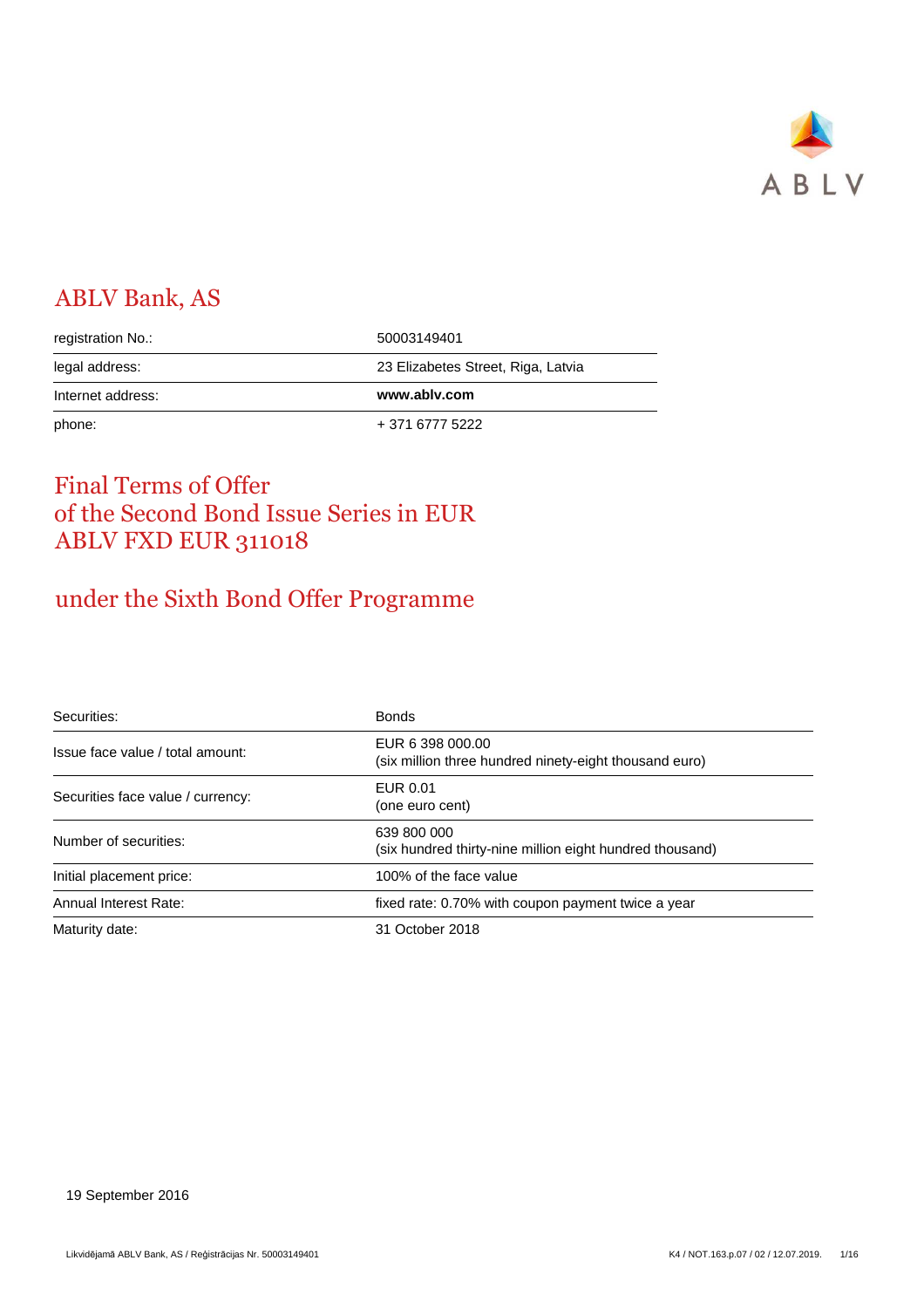# ABLV Bank, AS

| | |
|---|---|
| registration No.: | 50003149401 |
| legal address: | 23 Elizabetes Street, Riga, Latvia |
| Internet address: | **www.ablv.com** |
| phone: | + 371 6777 5222 |

# Final Terms of Offer of the Second Bond Issue Series in EUR ABLV FXD EUR 311018

# under the Sixth Bond Offer Programme

| | |
|---|---|
| Securities: | Bonds |
| Issue face value / total amount: | EUR 6 398 000.00 (six million three hundred ninety-eight thousand euro) |
| Securities face value / currency: | EUR 0.01 (one euro cent) |
| Number of securities: | 639 800 000 (six hundred thirty-nine million eight hundred thousand) |
| Initial placement price: | 100% of the face value |
| Annual Interest Rate: | fixed rate: 0.70% with coupon payment twice a year |
| Maturity date: | 31 October 2018 |

19 September 2016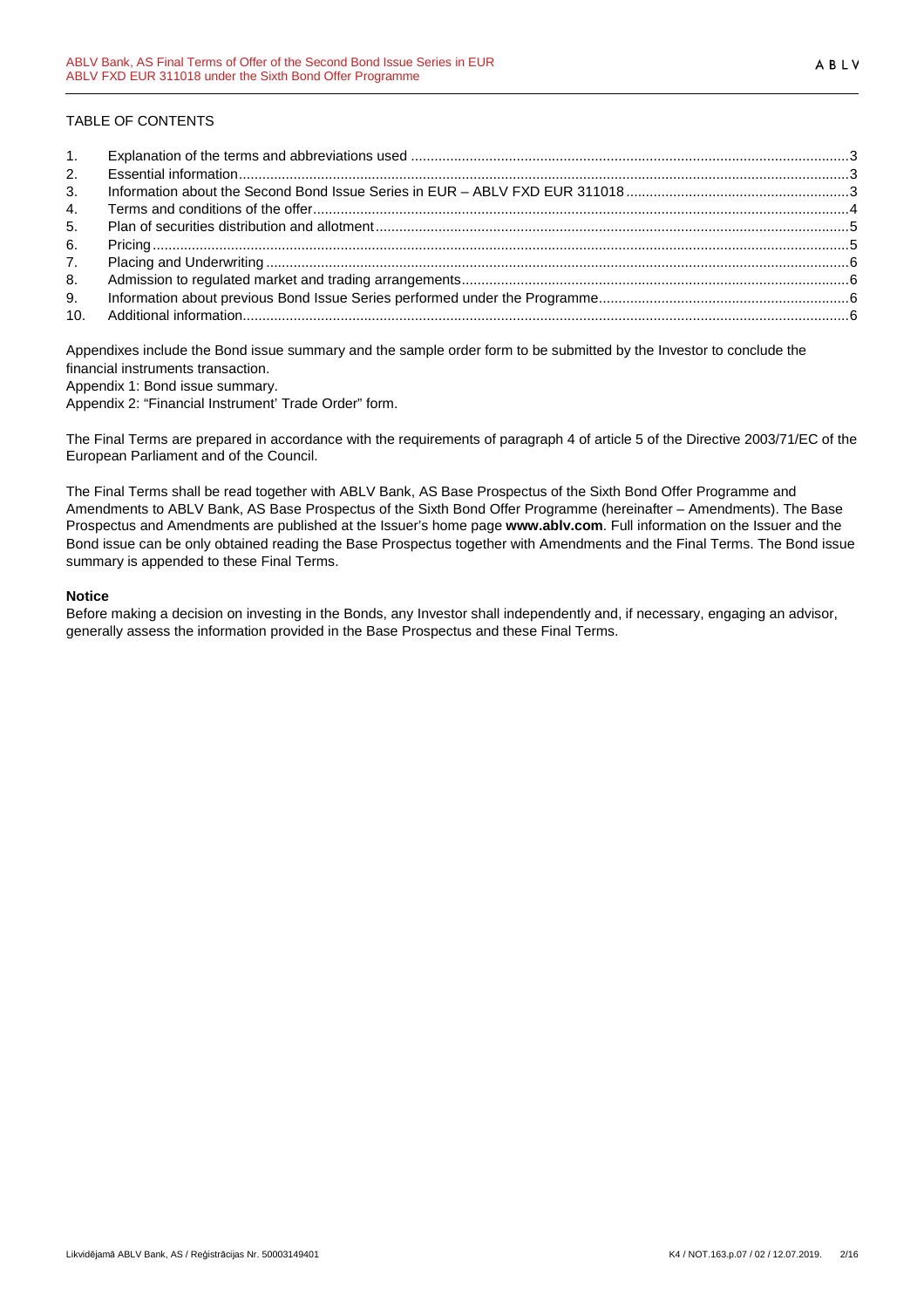TABLE OF CONTENTS

1. Explanation of the terms and abbreviations used ... 3
2. Essential information ... 3
3. Information about the Second Bond Issue Series in EUR – ABLV FXD EUR 311018 ... 3
4. Terms and conditions of the offer ... 4
5. Plan of securities distribution and allotment ... 5
6. Pricing ... 5
7. Placing and Underwriting ... 6
8. Admission to regulated market and trading arrangements ... 6
9. Information about previous Bond Issue Series performed under the Programme ... 6
10. Additional information ... 6

Appendixes include the Bond issue summary and the sample order form to be submitted by the Investor to conclude the financial instruments transaction.

Appendix 1: Bond issue summary.

Appendix 2: "Financial Instrument' Trade Order" form.

The Final Terms are prepared in accordance with the requirements of paragraph 4 of article 5 of the Directive 2003/71/EC of the European Parliament and of the Council.

The Final Terms shall be read together with ABLV Bank, AS Base Prospectus of the Sixth Bond Offer Programme and Amendments to ABLV Bank, AS Base Prospectus of the Sixth Bond Offer Programme (hereinafter – Amendments). The Base Prospectus and Amendments are published at the Issuer's home page **www.ablv.com**. Full information on the Issuer and the Bond issue can be only obtained reading the Base Prospectus together with Amendments and the Final Terms. The Bond issue summary is appended to these Final Terms.

**Notice**

Before making a decision on investing in the Bonds, any Investor shall independently and, if necessary, engaging an advisor, generally assess the information provided in the Base Prospectus and these Final Terms.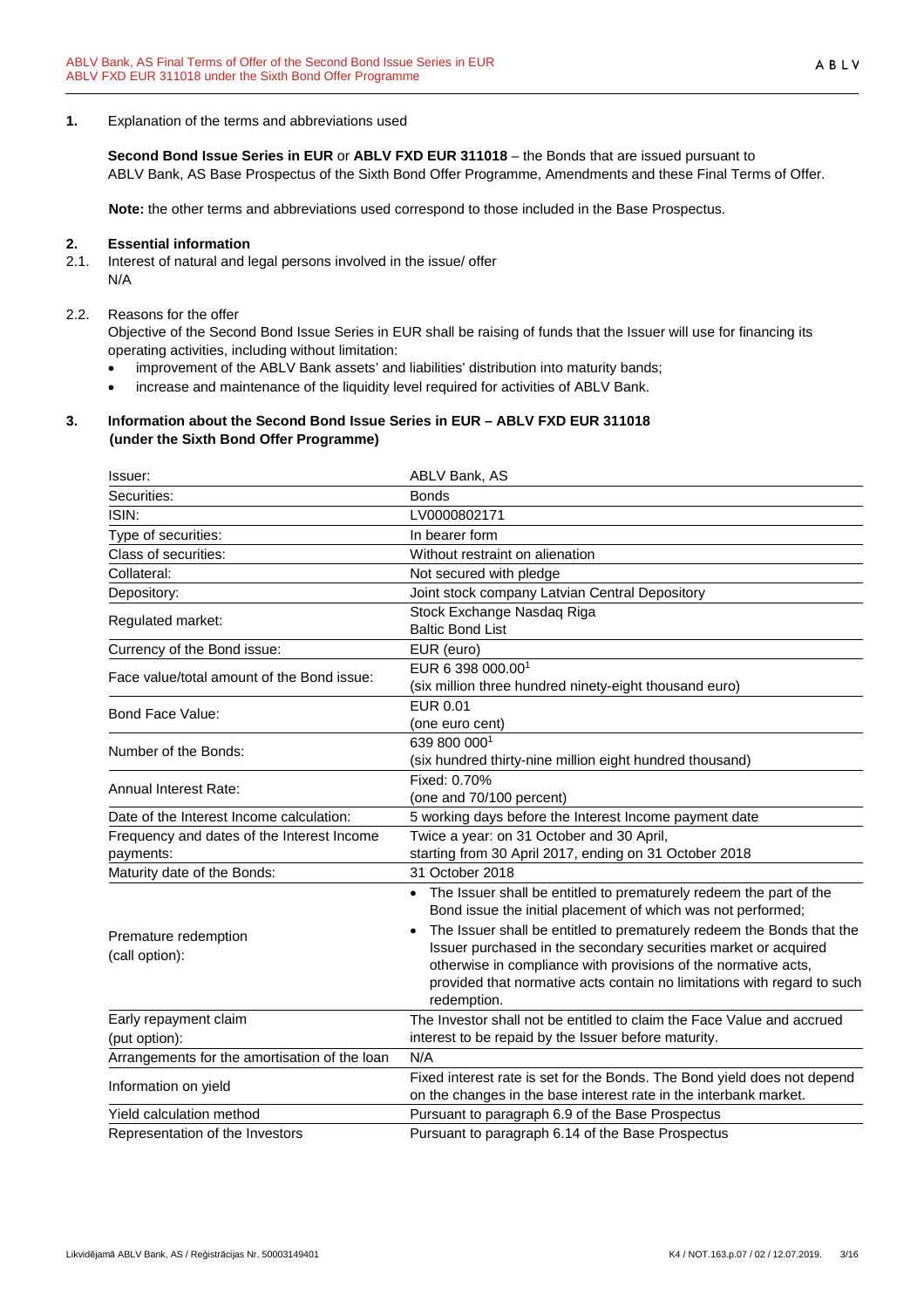## 1. Explanation of the terms and abbreviations used

**Second Bond Issue Series in EUR** or **ABLV FXD EUR 311018** – the Bonds that are issued pursuant to ABLV Bank, AS Base Prospectus of the Sixth Bond Offer Programme, Amendments and these Final Terms of Offer.

**Note:** the other terms and abbreviations used correspond to those included in the Base Prospectus.

## 2. Essential information

2.1. Interest of natural and legal persons involved in the issue/ offer

N/A

2.2. Reasons for the offer

Objective of the Second Bond Issue Series in EUR shall be raising of funds that the Issuer will use for financing its operating activities, including without limitation:

- improvement of the ABLV Bank assets' and liabilities' distribution into maturity bands;
- increase and maintenance of the liquidity level required for activities of ABLV Bank.

## 3. Information about the Second Bond Issue Series in EUR – ABLV FXD EUR 311018 (under the Sixth Bond Offer Programme)

| Issuer: | ABLV Bank, AS |
|---|---|
| Securities: | Bonds |
| ISIN: | LV0000802171 |
| Type of securities: | In bearer form |
| Class of securities: | Without restraint on alienation |
| Collateral: | Not secured with pledge |
| Depository: | Joint stock company Latvian Central Depository |
| Regulated market: | Stock Exchange Nasdaq Riga<br>Baltic Bond List |
| Currency of the Bond issue: | EUR (euro) |
| Face value/total amount of the Bond issue: | EUR 6 398 000.00[1]<br>(six million three hundred ninety-eight thousand euro) |
| Bond Face Value: | EUR 0.01<br>(one euro cent) |
| Number of the Bonds: | 639 800 000[1]<br>(six hundred thirty-nine million eight hundred thousand) |
| Annual Interest Rate: | Fixed: 0.70%<br>(one and 70/100 percent) |
| Date of the Interest Income calculation: | 5 working days before the Interest Income payment date |
| Frequency and dates of the Interest Income payments: | Twice a year: on 31 October and 30 April,<br>starting from 30 April 2017, ending on 31 October 2018 |
| Maturity date of the Bonds: | 31 October 2018 |
| Premature redemption<br>(call option): | • The Issuer shall be entitled to prematurely redeem the part of the Bond issue the initial placement of which was not performed;<br>• The Issuer shall be entitled to prematurely redeem the Bonds that the Issuer purchased in the secondary securities market or acquired otherwise in compliance with provisions of the normative acts, provided that normative acts contain no limitations with regard to such redemption. |
| Early repayment claim<br>(put option): | The Investor shall not be entitled to claim the Face Value and accrued interest to be repaid by the Issuer before maturity. |
| Arrangements for the amortisation of the loan | N/A |
| Information on yield | Fixed interest rate is set for the Bonds. The Bond yield does not depend on the changes in the base interest rate in the interbank market. |
| Yield calculation method | Pursuant to paragraph 6.9 of the Base Prospectus |
| Representation of the Investors | Pursuant to paragraph 6.14 of the Base Prospectus |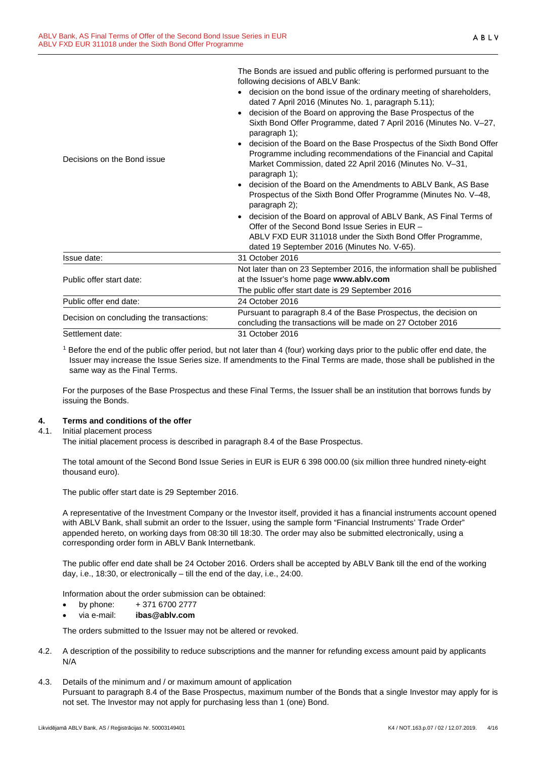| | |
|---|---|
| Decisions on the Bond issue | The Bonds are issued and public offering is performed pursuant to the following decisions of ABLV Bank:<br>• decision on the bond issue of the ordinary meeting of shareholders, dated 7 April 2016 (Minutes No. 1, paragraph 5.11);<br>• decision of the Board on approving the Base Prospectus of the Sixth Bond Offer Programme, dated 7 April 2016 (Minutes No. V–27, paragraph 1);<br>• decision of the Board on the Base Prospectus of the Sixth Bond Offer Programme including recommendations of the Financial and Capital Market Commission, dated 22 April 2016 (Minutes No. V–31, paragraph 1);<br>• decision of the Board on the Amendments to ABLV Bank, AS Base Prospectus of the Sixth Bond Offer Programme (Minutes No. V–48, paragraph 2);<br>• decision of the Board on approval of ABLV Bank, AS Final Terms of Offer of the Second Bond Issue Series in EUR – ABLV FXD EUR 311018 under the Sixth Bond Offer Programme, dated 19 September 2016 (Minutes No. V-65). |
| Issue date: | 31 October 2016 |
| Public offer start date: | Not later than on 23 September 2016, the information shall be published at the Issuer's home page **www.ablv.com**<br>The public offer start date is 29 September 2016 |
| Public offer end date: | 24 October 2016 |
| Decision on concluding the transactions: | Pursuant to paragraph 8.4 of the Base Prospectus, the decision on concluding the transactions will be made on 27 October 2016 |
| Settlement date: | 31 October 2016 |

[1] Before the end of the public offer period, but not later than 4 (four) working days prior to the public offer end date, the Issuer may increase the Issue Series size. If amendments to the Final Terms are made, those shall be published in the same way as the Final Terms.

For the purposes of the Base Prospectus and these Final Terms, the Issuer shall be an institution that borrows funds by issuing the Bonds.

## 4. Terms and conditions of the offer

4.1. Initial placement process

The initial placement process is described in paragraph 8.4 of the Base Prospectus.

The total amount of the Second Bond Issue Series in EUR is EUR 6 398 000.00 (six million three hundred ninety-eight thousand euro).

The public offer start date is 29 September 2016.

A representative of the Investment Company or the Investor itself, provided it has a financial instruments account opened with ABLV Bank, shall submit an order to the Issuer, using the sample form "Financial Instruments' Trade Order" appended hereto, on working days from 08:30 till 18:30. The order may also be submitted electronically, using a corresponding order form in ABLV Bank Internetbank.

The public offer end date shall be 24 October 2016. Orders shall be accepted by ABLV Bank till the end of the working day, i.e., 18:30, or electronically – till the end of the day, i.e., 24:00.

Information about the order submission can be obtained:

- by phone: + 371 6700 2777
- via e-mail: **ibas@ablv.com**

The orders submitted to the Issuer may not be altered or revoked.

4.2. A description of the possibility to reduce subscriptions and the manner for refunding excess amount paid by applicants

N/A

4.3. Details of the minimum and / or maximum amount of application

Pursuant to paragraph 8.4 of the Base Prospectus, maximum number of the Bonds that a single Investor may apply for is not set. The Investor may not apply for purchasing less than 1 (one) Bond.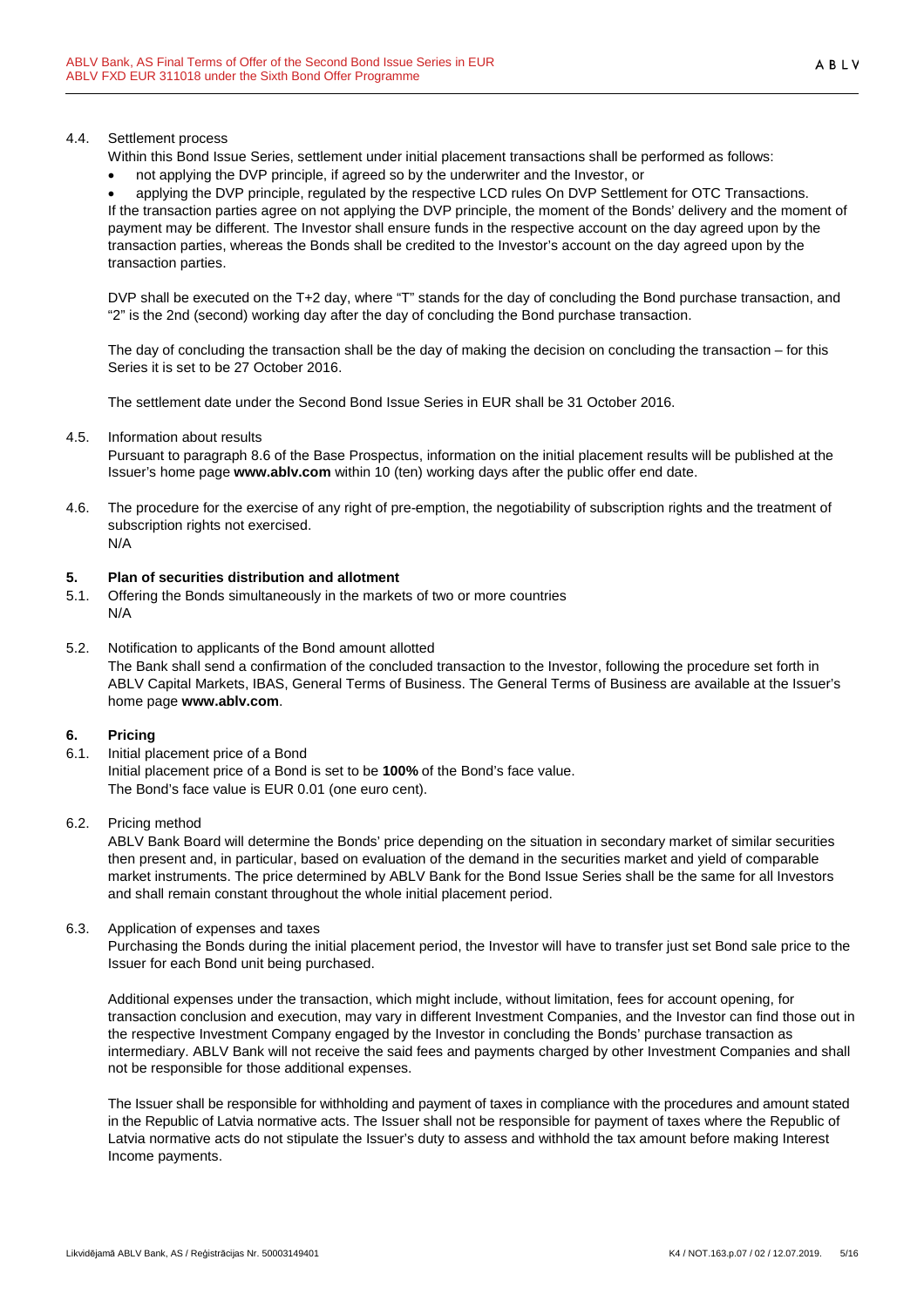4.4. Settlement process

Within this Bond Issue Series, settlement under initial placement transactions shall be performed as follows:

- not applying the DVP principle, if agreed so by the underwriter and the Investor, or
- applying the DVP principle, regulated by the respective LCD rules On DVP Settlement for OTC Transactions.

If the transaction parties agree on not applying the DVP principle, the moment of the Bonds' delivery and the moment of payment may be different. The Investor shall ensure funds in the respective account on the day agreed upon by the transaction parties, whereas the Bonds shall be credited to the Investor's account on the day agreed upon by the transaction parties.

DVP shall be executed on the T+2 day, where "T" stands for the day of concluding the Bond purchase transaction, and "2" is the 2nd (second) working day after the day of concluding the Bond purchase transaction.

The day of concluding the transaction shall be the day of making the decision on concluding the transaction – for this Series it is set to be 27 October 2016.

The settlement date under the Second Bond Issue Series in EUR shall be 31 October 2016.

4.5. Information about results

Pursuant to paragraph 8.6 of the Base Prospectus, information on the initial placement results will be published at the Issuer's home page **www.ablv.com** within 10 (ten) working days after the public offer end date.

4.6. The procedure for the exercise of any right of pre-emption, the negotiability of subscription rights and the treatment of subscription rights not exercised.

N/A

## 5. Plan of securities distribution and allotment

5.1. Offering the Bonds simultaneously in the markets of two or more countries

N/A

5.2. Notification to applicants of the Bond amount allotted

The Bank shall send a confirmation of the concluded transaction to the Investor, following the procedure set forth in ABLV Capital Markets, IBAS, General Terms of Business. The General Terms of Business are available at the Issuer's home page **www.ablv.com**.

## 6. Pricing

6.1. Initial placement price of a Bond

Initial placement price of a Bond is set to be **100%** of the Bond's face value.
The Bond's face value is EUR 0.01 (one euro cent).

6.2. Pricing method

ABLV Bank Board will determine the Bonds' price depending on the situation in secondary market of similar securities then present and, in particular, based on evaluation of the demand in the securities market and yield of comparable market instruments. The price determined by ABLV Bank for the Bond Issue Series shall be the same for all Investors and shall remain constant throughout the whole initial placement period.

6.3. Application of expenses and taxes

Purchasing the Bonds during the initial placement period, the Investor will have to transfer just set Bond sale price to the Issuer for each Bond unit being purchased.

Additional expenses under the transaction, which might include, without limitation, fees for account opening, for transaction conclusion and execution, may vary in different Investment Companies, and the Investor can find those out in the respective Investment Company engaged by the Investor in concluding the Bonds' purchase transaction as intermediary. ABLV Bank will not receive the said fees and payments charged by other Investment Companies and shall not be responsible for those additional expenses.

The Issuer shall be responsible for withholding and payment of taxes in compliance with the procedures and amount stated in the Republic of Latvia normative acts. The Issuer shall not be responsible for payment of taxes where the Republic of Latvia normative acts do not stipulate the Issuer's duty to assess and withhold the tax amount before making Interest Income payments.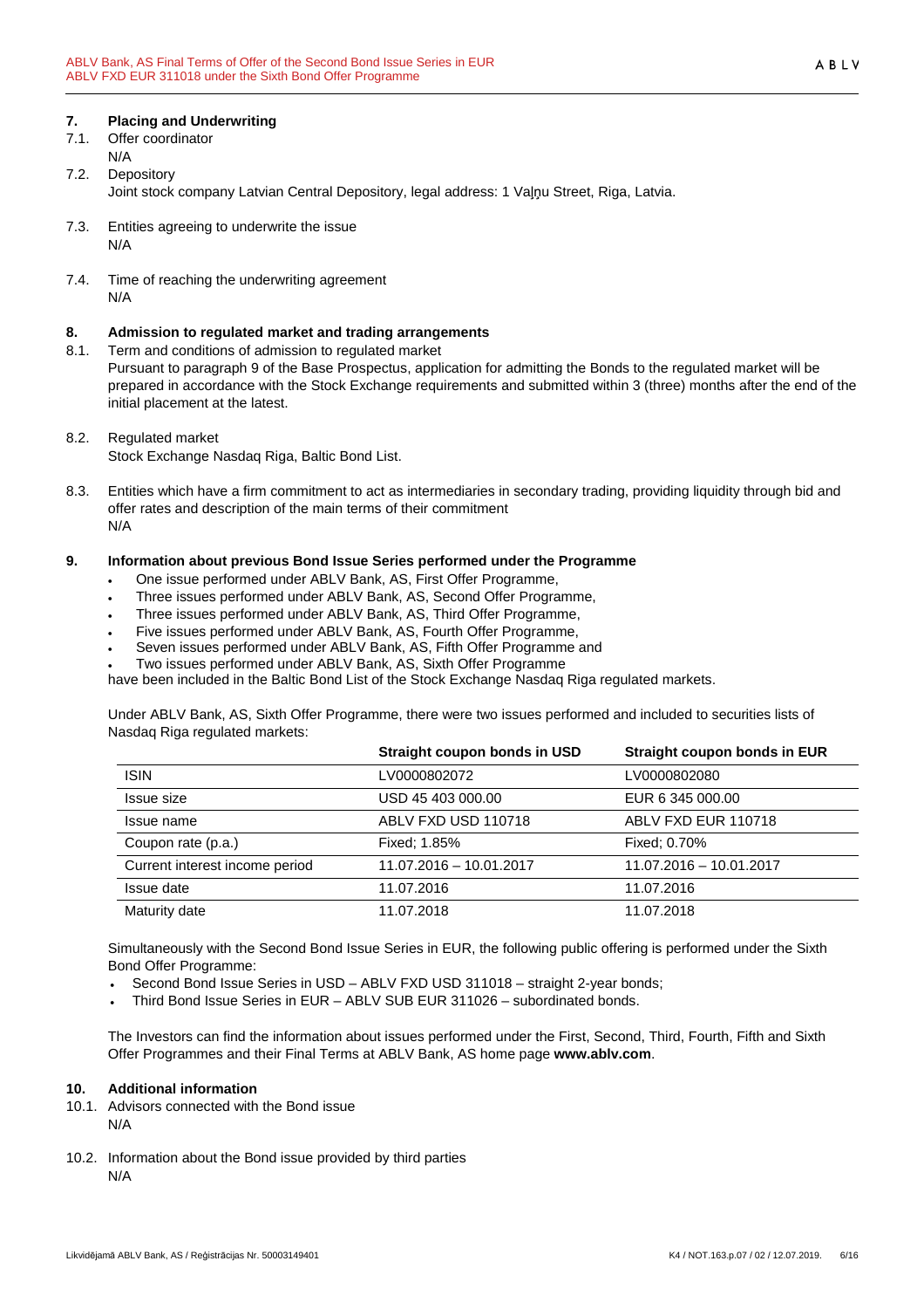## 7. Placing and Underwriting

7.1. Offer coordinator
N/A

7.2. Depository
Joint stock company Latvian Central Depository, legal address: 1 Vaļņu Street, Riga, Latvia.

7.3. Entities agreeing to underwrite the issue
N/A

7.4. Time of reaching the underwriting agreement
N/A

## 8. Admission to regulated market and trading arrangements

8.1. Term and conditions of admission to regulated market
Pursuant to paragraph 9 of the Base Prospectus, application for admitting the Bonds to the regulated market will be prepared in accordance with the Stock Exchange requirements and submitted within 3 (three) months after the end of the initial placement at the latest.

8.2. Regulated market
Stock Exchange Nasdaq Riga, Baltic Bond List.

8.3. Entities which have a firm commitment to act as intermediaries in secondary trading, providing liquidity through bid and offer rates and description of the main terms of their commitment
N/A

## 9. Information about previous Bond Issue Series performed under the Programme

- One issue performed under ABLV Bank, AS, First Offer Programme,
- Three issues performed under ABLV Bank, AS, Second Offer Programme,
- Three issues performed under ABLV Bank, AS, Third Offer Programme,
- Five issues performed under ABLV Bank, AS, Fourth Offer Programme,
- Seven issues performed under ABLV Bank, AS, Fifth Offer Programme and
- Two issues performed under ABLV Bank, AS, Sixth Offer Programme

have been included in the Baltic Bond List of the Stock Exchange Nasdaq Riga regulated markets.

Under ABLV Bank, AS, Sixth Offer Programme, there were two issues performed and included to securities lists of Nasdaq Riga regulated markets:

| | Straight coupon bonds in USD | Straight coupon bonds in EUR |
|---|---|---|
| ISIN | LV0000802072 | LV0000802080 |
| Issue size | USD 45 403 000.00 | EUR 6 345 000.00 |
| Issue name | ABLV FXD USD 110718 | ABLV FXD EUR 110718 |
| Coupon rate (p.a.) | Fixed; 1.85% | Fixed; 0.70% |
| Current interest income period | 11.07.2016 – 10.01.2017 | 11.07.2016 – 10.01.2017 |
| Issue date | 11.07.2016 | 11.07.2016 |
| Maturity date | 11.07.2018 | 11.07.2018 |

Simultaneously with the Second Bond Issue Series in EUR, the following public offering is performed under the Sixth Bond Offer Programme:

- Second Bond Issue Series in USD – ABLV FXD USD 311018 – straight 2-year bonds;
- Third Bond Issue Series in EUR – ABLV SUB EUR 311026 – subordinated bonds.

The Investors can find the information about issues performed under the First, Second, Third, Fourth, Fifth and Sixth Offer Programmes and their Final Terms at ABLV Bank, AS home page **www.ablv.com**.

## 10. Additional information

10.1. Advisors connected with the Bond issue
N/A

10.2. Information about the Bond issue provided by third parties
N/A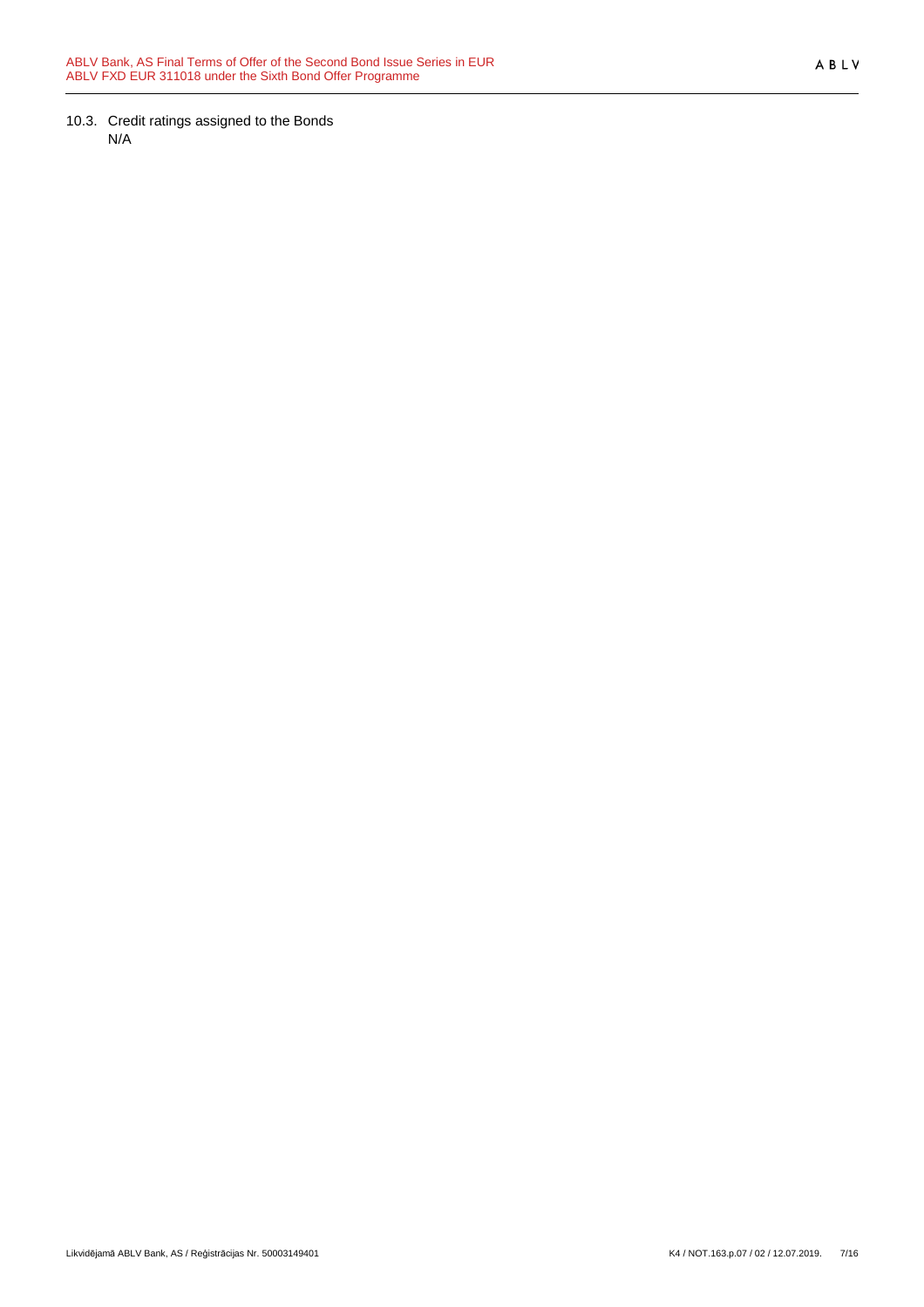10.3. Credit ratings assigned to the Bonds

N/A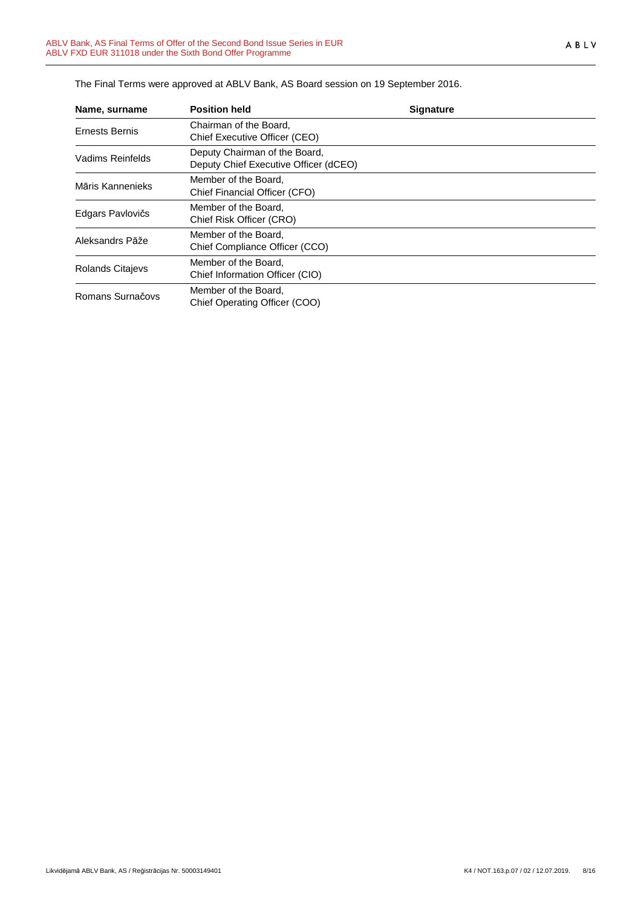The Final Terms were approved at ABLV Bank, AS Board session on 19 September 2016.

| Name, surname | Position held | Signature |
| --- | --- | --- |
| Ernests Bernis | Chairman of the Board, Chief Executive Officer (CEO) | |
| Vadims Reinfelds | Deputy Chairman of the Board, Deputy Chief Executive Officer (dCEO) | |
| Māris Kannenieks | Member of the Board, Chief Financial Officer (CFO) | |
| Edgars Pavlovičs | Member of the Board, Chief Risk Officer (CRO) | |
| Aleksandrs Pāže | Member of the Board, Chief Compliance Officer (CCO) | |
| Rolands Citajevs | Member of the Board, Chief Information Officer (CIO) | |
| Romans Surnačovs | Member of the Board, Chief Operating Officer (COO) | |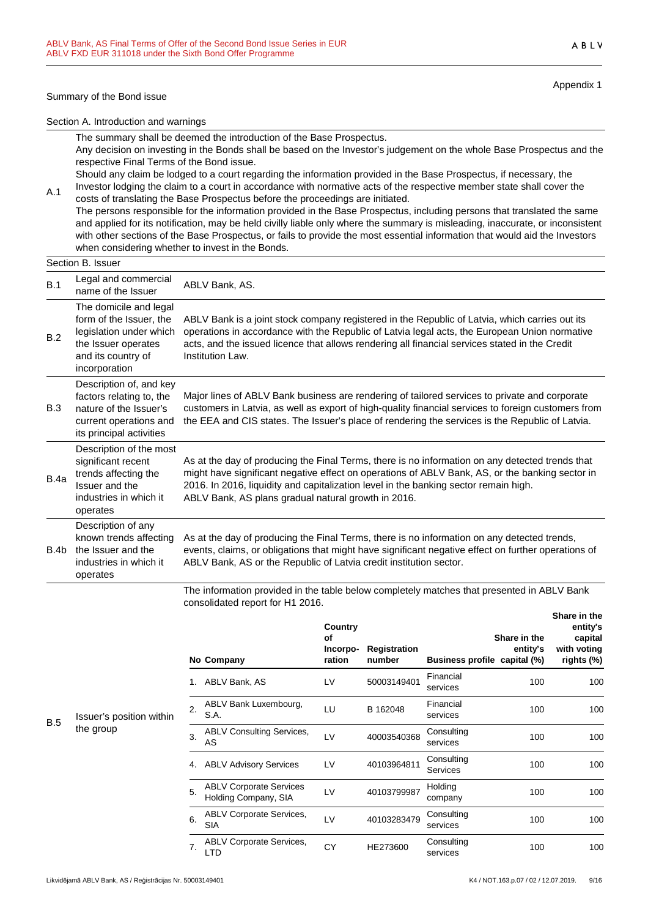Appendix 1

## Summary of the Bond issue

### Section A. Introduction and warnings

| | |
|---|---|
| A.1 | The summary shall be deemed the introduction of the Base Prospectus. Any decision on investing in the Bonds shall be based on the Investor's judgement on the whole Base Prospectus and the respective Final Terms of the Bond issue. Should any claim be lodged to a court regarding the information provided in the Base Prospectus, if necessary, the Investor lodging the claim to a court in accordance with normative acts of the respective member state shall cover the costs of translating the Base Prospectus before the proceedings are initiated. The persons responsible for the information provided in the Base Prospectus, including persons that translated the same and applied for its notification, may be held civilly liable only where the summary is misleading, inaccurate, or inconsistent with other sections of the Base Prospectus, or fails to provide the most essential information that would aid the Investors when considering whether to invest in the Bonds. |

### Section B. Issuer

| | | |
|---|---|---|
| B.1 | Legal and commercial name of the Issuer | ABLV Bank, AS. |
| B.2 | The domicile and legal form of the Issuer, the legislation under which the Issuer operates and its country of incorporation | ABLV Bank is a joint stock company registered in the Republic of Latvia, which carries out its operations in accordance with the Republic of Latvia legal acts, the European Union normative acts, and the issued licence that allows rendering all financial services stated in the Credit Institution Law. |
| B.3 | Description of, and key factors relating to, the nature of the Issuer's current operations and its principal activities | Major lines of ABLV Bank business are rendering of tailored services to private and corporate customers in Latvia, as well as export of high-quality financial services to foreign customers from the EEA and CIS states. The Issuer's place of rendering the services is the Republic of Latvia. |
| B.4a | Description of the most significant recent trends affecting the Issuer and the industries in which it operates | As at the day of producing the Final Terms, there is no information on any detected trends that might have significant negative effect on operations of ABLV Bank, AS, or the banking sector in 2016. In 2016, liquidity and capitalization level in the banking sector remain high. ABLV Bank, AS plans gradual natural growth in 2016. |
| B.4b | Description of any known trends affecting the Issuer and the industries in which it operates | As at the day of producing the Final Terms, there is no information on any detected trends, events, claims, or obligations that might have significant negative effect on further operations of ABLV Bank, AS or the Republic of Latvia credit institution sector. |
| B.5 | Issuer's position within the group | The information provided in the table below completely matches that presented in ABLV Bank consolidated report for H1 2016. |

| No | Company | Country of Incorporation | Registration number | Business profile | Share in the entity's capital (%) | Share in the entity's capital with voting rights (%) |
|---|---|---|---|---|---|---|
| 1. | ABLV Bank, AS | LV | 50003149401 | Financial services | 100 | 100 |
| 2. | ABLV Bank Luxembourg, S.A. | LU | B 162048 | Financial services | 100 | 100 |
| 3. | ABLV Consulting Services, AS | LV | 40003540368 | Consulting services | 100 | 100 |
| 4. | ABLV Advisory Services | LV | 40103964811 | Consulting Services | 100 | 100 |
| 5. | ABLV Corporate Services Holding Company, SIA | LV | 40103799987 | Holding company | 100 | 100 |
| 6. | ABLV Corporate Services, SIA | LV | 40103283479 | Consulting services | 100 | 100 |
| 7. | ABLV Corporate Services, LTD | CY | HE273600 | Consulting services | 100 | 100 |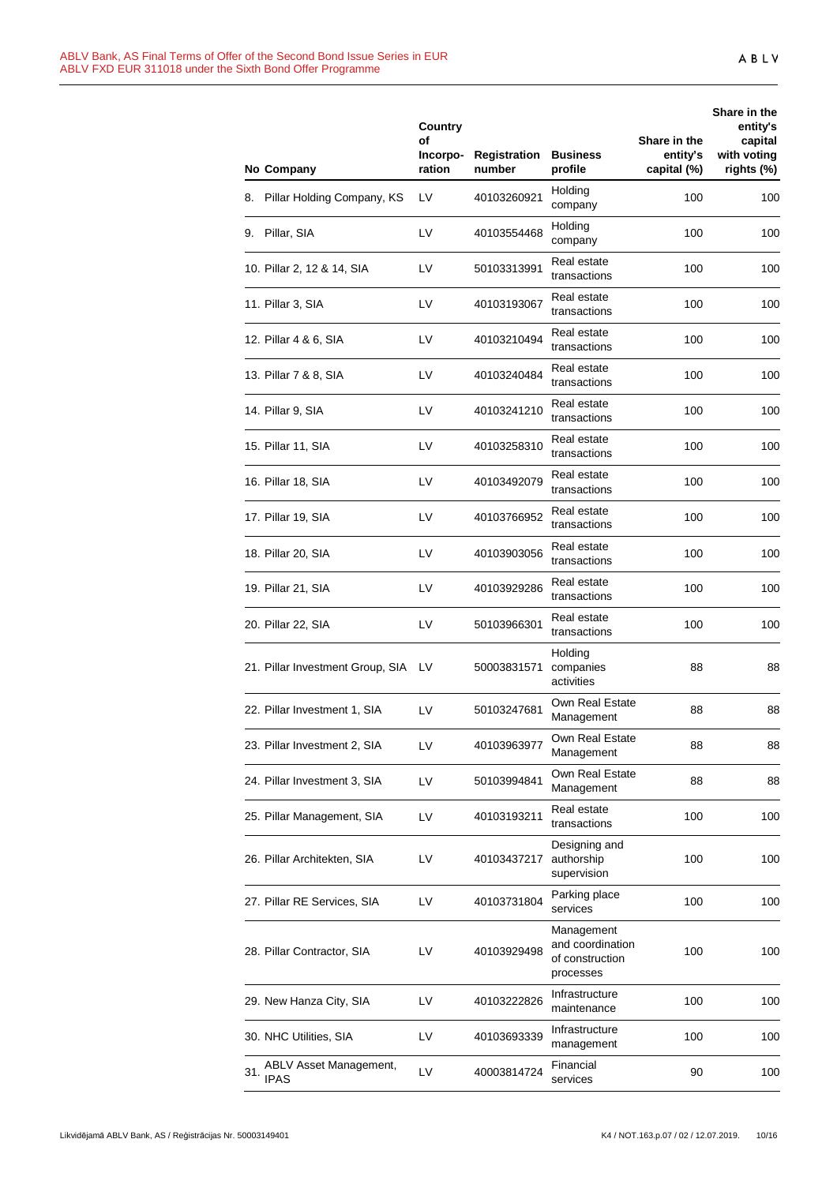| No | Company | Country of Incorpo-ration | Registration number | Business profile | Share in the entity's capital (%) | Share in the entity's capital with voting rights (%) |
|---|---|---|---|---|---|---|
| 8. | Pillar Holding Company, KS | LV | 40103260921 | Holding company | 100 | 100 |
| 9. | Pillar, SIA | LV | 40103554468 | Holding company | 100 | 100 |
| 10. | Pillar 2, 12 & 14, SIA | LV | 50103313991 | Real estate transactions | 100 | 100 |
| 11. | Pillar 3, SIA | LV | 40103193067 | Real estate transactions | 100 | 100 |
| 12. | Pillar 4 & 6, SIA | LV | 40103210494 | Real estate transactions | 100 | 100 |
| 13. | Pillar 7 & 8, SIA | LV | 40103240484 | Real estate transactions | 100 | 100 |
| 14. | Pillar 9, SIA | LV | 40103241210 | Real estate transactions | 100 | 100 |
| 15. | Pillar 11, SIA | LV | 40103258310 | Real estate transactions | 100 | 100 |
| 16. | Pillar 18, SIA | LV | 40103492079 | Real estate transactions | 100 | 100 |
| 17. | Pillar 19, SIA | LV | 40103766952 | Real estate transactions | 100 | 100 |
| 18. | Pillar 20, SIA | LV | 40103903056 | Real estate transactions | 100 | 100 |
| 19. | Pillar 21, SIA | LV | 40103929286 | Real estate transactions | 100 | 100 |
| 20. | Pillar 22, SIA | LV | 50103966301 | Real estate transactions | 100 | 100 |
| 21. | Pillar Investment Group, SIA | LV | 50003831571 | Holding companies activities | 88 | 88 |
| 22. | Pillar Investment 1, SIA | LV | 50103247681 | Own Real Estate Management | 88 | 88 |
| 23. | Pillar Investment 2, SIA | LV | 40103963977 | Own Real Estate Management | 88 | 88 |
| 24. | Pillar Investment 3, SIA | LV | 50103994841 | Own Real Estate Management | 88 | 88 |
| 25. | Pillar Management, SIA | LV | 40103193211 | Real estate transactions | 100 | 100 |
| 26. | Pillar Architekten, SIA | LV | 40103437217 | Designing and authorship supervision | 100 | 100 |
| 27. | Pillar RE Services, SIA | LV | 40103731804 | Parking place services | 100 | 100 |
| 28. | Pillar Contractor, SIA | LV | 40103929498 | Management and coordination of construction processes | 100 | 100 |
| 29. | New Hanza City, SIA | LV | 40103222826 | Infrastructure maintenance | 100 | 100 |
| 30. | NHC Utilities, SIA | LV | 40103693339 | Infrastructure management | 100 | 100 |
| 31. | ABLV Asset Management, IPAS | LV | 40003814724 | Financial services | 90 | 100 |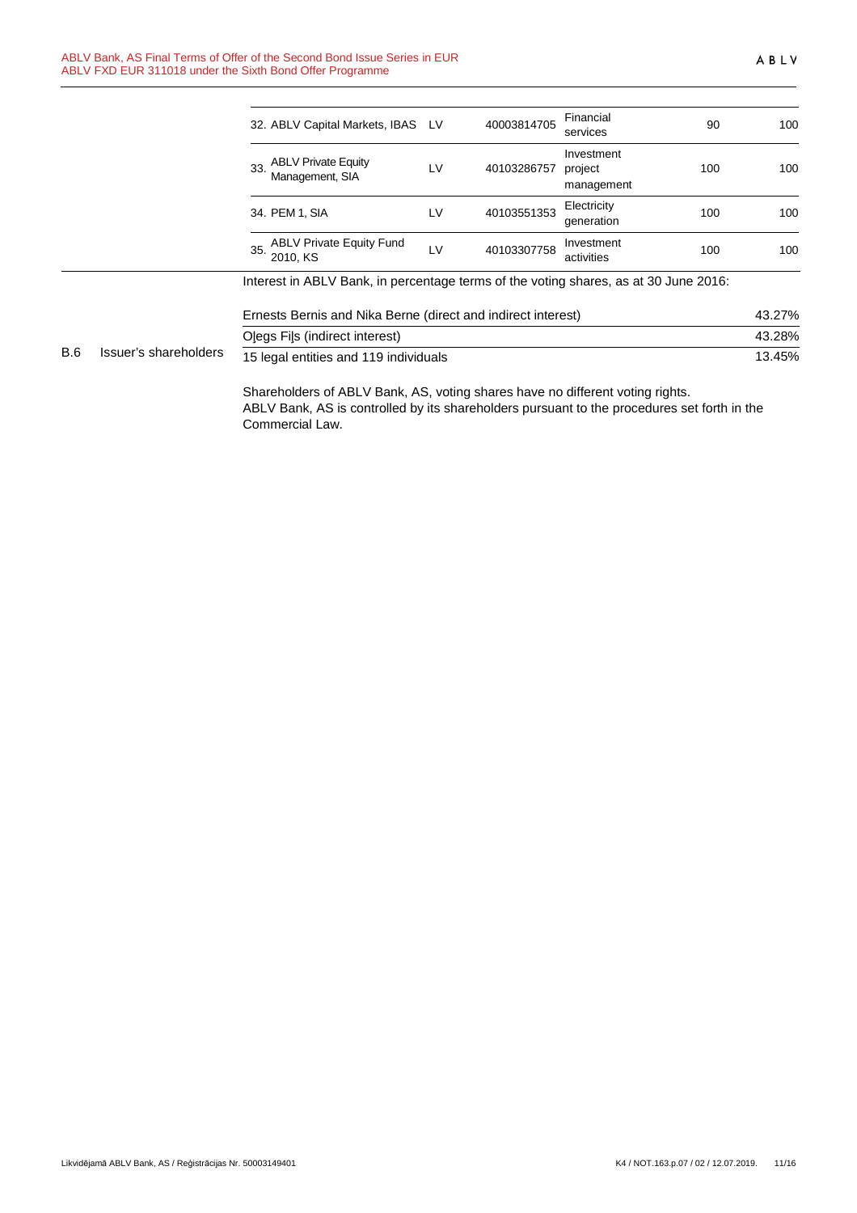| | | | | | |
|---|---|---|---|---|---|
| 32. ABLV Capital Markets, IBAS | LV | 40003814705 | Financial services | 90 | 100 |
| 33. ABLV Private Equity Management, SIA | LV | 40103286757 | Investment project management | 100 | 100 |
| 34. PEM 1, SIA | LV | 40103551353 | Electricity generation | 100 | 100 |
| 35. ABLV Private Equity Fund 2010, KS | LV | 40103307758 | Investment activities | 100 | 100 |

B.6 Issuer's shareholders

Interest in ABLV Bank, in percentage terms of the voting shares, as at 30 June 2016:

| | |
|---|---|
| Ernests Bernis and Nika Berne (direct and indirect interest) | 43.27% |
| Oļegs Fiļs (indirect interest) | 43.28% |
| 15 legal entities and 119 individuals | 13.45% |

Shareholders of ABLV Bank, AS, voting shares have no different voting rights.
ABLV Bank, AS is controlled by its shareholders pursuant to the procedures set forth in the Commercial Law.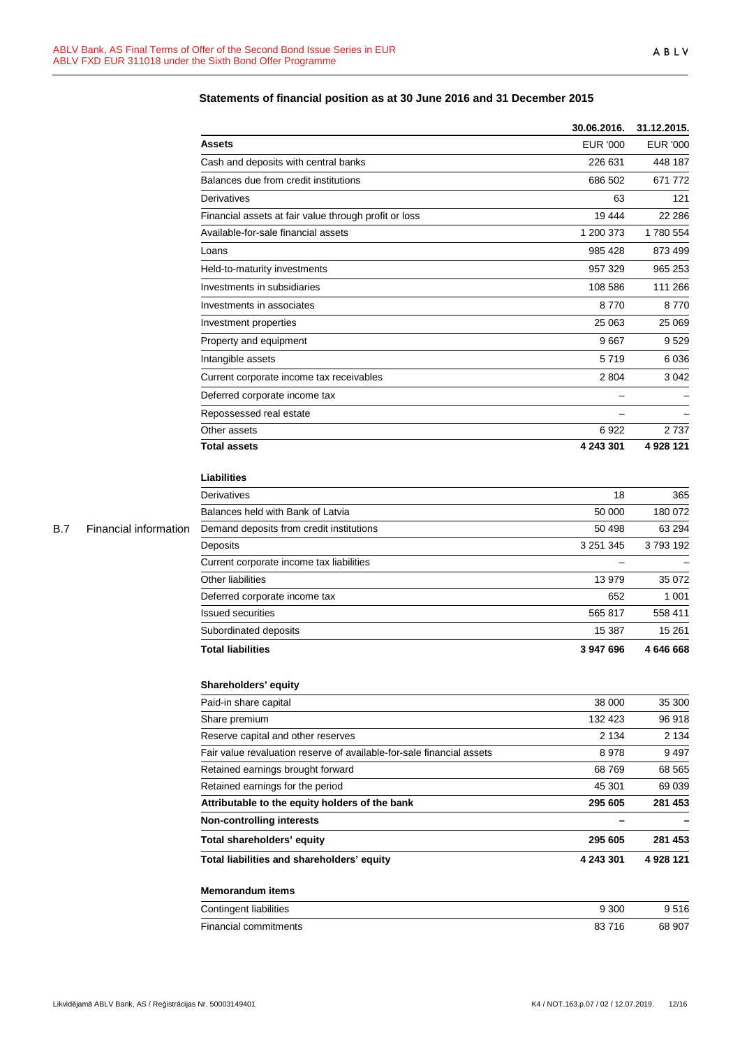B.7 Financial information

**Statements of financial position as at 30 June 2016 and 31 December 2015**

| | 30.06.2016. | 31.12.2015. |
|---|---|---|
| **Assets** | EUR '000 | EUR '000 |
| Cash and deposits with central banks | 226 631 | 448 187 |
| Balances due from credit institutions | 686 502 | 671 772 |
| Derivatives | 63 | 121 |
| Financial assets at fair value through profit or loss | 19 444 | 22 286 |
| Available-for-sale financial assets | 1 200 373 | 1 780 554 |
| Loans | 985 428 | 873 499 |
| Held-to-maturity investments | 957 329 | 965 253 |
| Investments in subsidiaries | 108 586 | 111 266 |
| Investments in associates | 8 770 | 8 770 |
| Investment properties | 25 063 | 25 069 |
| Property and equipment | 9 667 | 9 529 |
| Intangible assets | 5 719 | 6 036 |
| Current corporate income tax receivables | 2 804 | 3 042 |
| Deferred corporate income tax | – | – |
| Repossessed real estate | – | – |
| Other assets | 6 922 | 2 737 |
| **Total assets** | **4 243 301** | **4 928 121** |
| | | |
| **Liabilities** | | |
| Derivatives | 18 | 365 |
| Balances held with Bank of Latvia | 50 000 | 180 072 |
| Demand deposits from credit institutions | 50 498 | 63 294 |
| Deposits | 3 251 345 | 3 793 192 |
| Current corporate income tax liabilities | – | – |
| Other liabilities | 13 979 | 35 072 |
| Deferred corporate income tax | 652 | 1 001 |
| Issued securities | 565 817 | 558 411 |
| Subordinated deposits | 15 387 | 15 261 |
| **Total liabilities** | **3 947 696** | **4 646 668** |
| | | |
| **Shareholders' equity** | | |
| Paid-in share capital | 38 000 | 35 300 |
| Share premium | 132 423 | 96 918 |
| Reserve capital and other reserves | 2 134 | 2 134 |
| Fair value revaluation reserve of available-for-sale financial assets | 8 978 | 9 497 |
| Retained earnings brought forward | 68 769 | 68 565 |
| Retained earnings for the period | 45 301 | 69 039 |
| **Attributable to the equity holders of the bank** | **295 605** | **281 453** |
| **Non-controlling interests** | **–** | **–** |
| **Total shareholders' equity** | **295 605** | **281 453** |
| **Total liabilities and shareholders' equity** | **4 243 301** | **4 928 121** |
| | | |
| **Memorandum items** | | |
| Contingent liabilities | 9 300 | 9 516 |
| Financial commitments | 83 716 | 68 907 |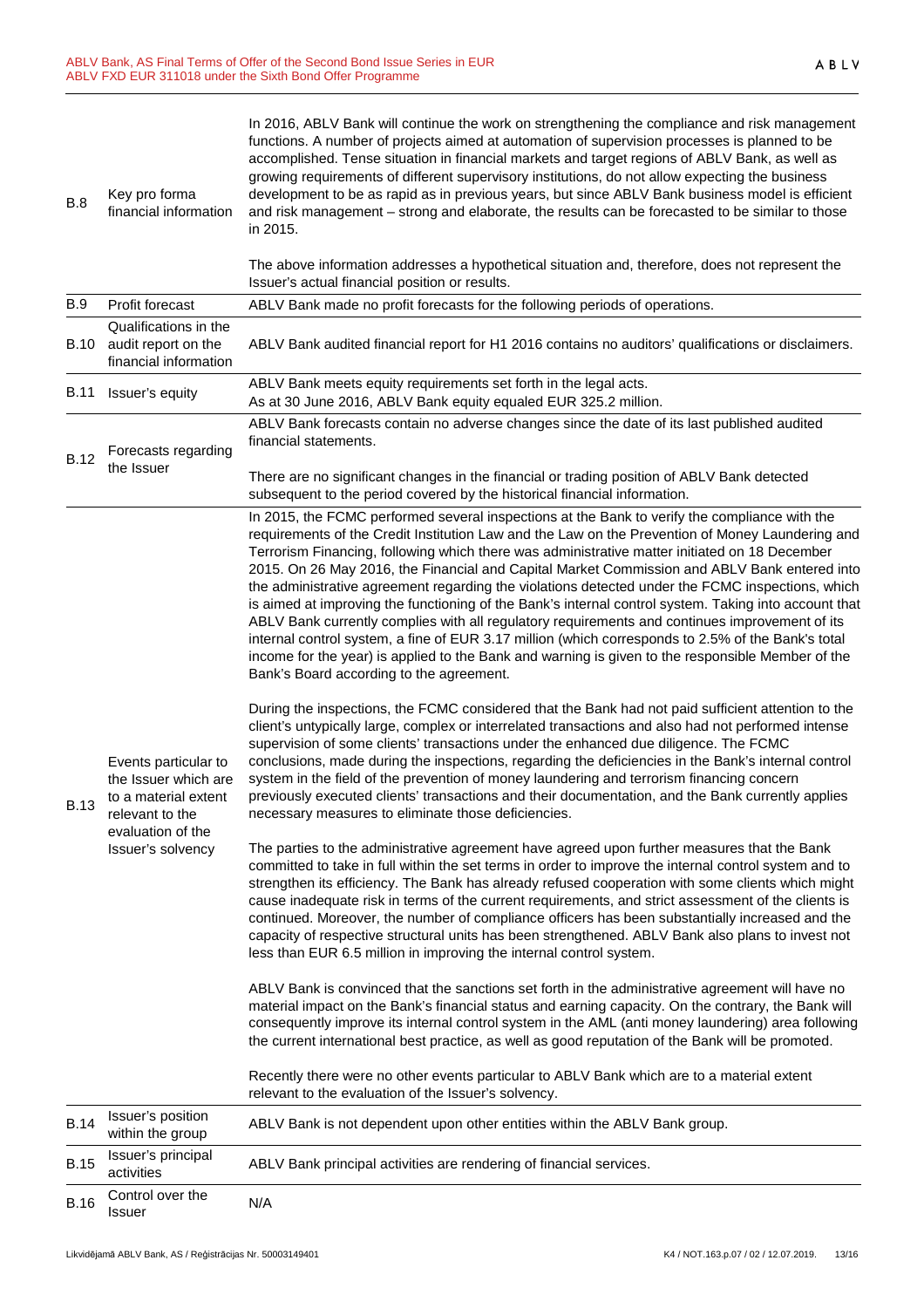| | | |
|---|---|---|
| B.8 | Key pro forma financial information | In 2016, ABLV Bank will continue the work on strengthening the compliance and risk management functions. A number of projects aimed at automation of supervision processes is planned to be accomplished. Tense situation in financial markets and target regions of ABLV Bank, as well as growing requirements of different supervisory institutions, do not allow expecting the business development to be as rapid as in previous years, but since ABLV Bank business model is efficient and risk management – strong and elaborate, the results can be forecasted to be similar to those in 2015.<br><br>The above information addresses a hypothetical situation and, therefore, does not represent the Issuer's actual financial position or results. |
| B.9 | Profit forecast | ABLV Bank made no profit forecasts for the following periods of operations. |
| B.10 | Qualifications in the audit report on the financial information | ABLV Bank audited financial report for H1 2016 contains no auditors' qualifications or disclaimers. |
| B.11 | Issuer's equity | ABLV Bank meets equity requirements set forth in the legal acts.<br>As at 30 June 2016, ABLV Bank equity equaled EUR 325.2 million. |
| B.12 | Forecasts regarding the Issuer | ABLV Bank forecasts contain no adverse changes since the date of its last published audited financial statements.<br><br>There are no significant changes in the financial or trading position of ABLV Bank detected subsequent to the period covered by the historical financial information. |
| B.13 | Events particular to the Issuer which are to a material extent relevant to the evaluation of the Issuer's solvency | In 2015, the FCMC performed several inspections at the Bank to verify the compliance with the requirements of the Credit Institution Law and the Law on the Prevention of Money Laundering and Terrorism Financing, following which there was administrative matter initiated on 18 December 2015. On 26 May 2016, the Financial and Capital Market Commission and ABLV Bank entered into the administrative agreement regarding the violations detected under the FCMC inspections, which is aimed at improving the functioning of the Bank's internal control system. Taking into account that ABLV Bank currently complies with all regulatory requirements and continues improvement of its internal control system, a fine of EUR 3.17 million (which corresponds to 2.5% of the Bank's total income for the year) is applied to the Bank and warning is given to the responsible Member of the Bank's Board according to the agreement.<br><br>During the inspections, the FCMC considered that the Bank had not paid sufficient attention to the client's untypically large, complex or interrelated transactions and also had not performed intense supervision of some clients' transactions under the enhanced due diligence. The FCMC conclusions, made during the inspections, regarding the deficiencies in the Bank's internal control system in the field of the prevention of money laundering and terrorism financing concern previously executed clients' transactions and their documentation, and the Bank currently applies necessary measures to eliminate those deficiencies.<br><br>The parties to the administrative agreement have agreed upon further measures that the Bank committed to take in full within the set terms in order to improve the internal control system and to strengthen its efficiency. The Bank has already refused cooperation with some clients which might cause inadequate risk in terms of the current requirements, and strict assessment of the clients is continued. Moreover, the number of compliance officers has been substantially increased and the capacity of respective structural units has been strengthened. ABLV Bank also plans to invest not less than EUR 6.5 million in improving the internal control system.<br><br>ABLV Bank is convinced that the sanctions set forth in the administrative agreement will have no material impact on the Bank's financial status and earning capacity. On the contrary, the Bank will consequently improve its internal control system in the AML (anti money laundering) area following the current international best practice, as well as good reputation of the Bank will be promoted.<br><br>Recently there were no other events particular to ABLV Bank which are to a material extent relevant to the evaluation of the Issuer's solvency. |
| B.14 | Issuer's position within the group | ABLV Bank is not dependent upon other entities within the ABLV Bank group. |
| B.15 | Issuer's principal activities | ABLV Bank principal activities are rendering of financial services. |
| B.16 | Control over the Issuer | N/A |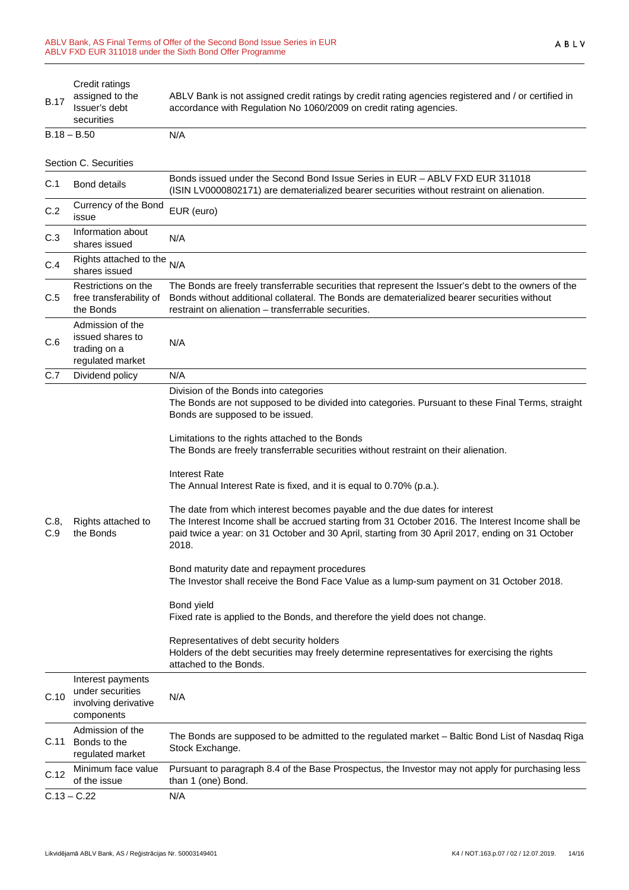| | | |
|---|---|---|
| B.17 | Credit ratings assigned to the Issuer's debt securities | ABLV Bank is not assigned credit ratings by credit rating agencies registered and / or certified in accordance with Regulation No 1060/2009 on credit rating agencies. |
| B.18 – B.50 | | N/A |

Section C. Securities

| | | |
|---|---|---|
| C.1 | Bond details | Bonds issued under the Second Bond Issue Series in EUR – ABLV FXD EUR 311018 (ISIN LV0000802171) are dematerialized bearer securities without restraint on alienation. |
| C.2 | Currency of the Bond issue | EUR (euro) |
| C.3 | Information about shares issued | N/A |
| C.4 | Rights attached to the shares issued | N/A |
| C.5 | Restrictions on the free transferability of the Bonds | The Bonds are freely transferrable securities that represent the Issuer's debt to the owners of the Bonds without additional collateral. The Bonds are dematerialized bearer securities without restraint on alienation – transferrable securities. |
| C.6 | Admission of the issued shares to trading on a regulated market | N/A |
| C.7 | Dividend policy | N/A |
| C.8, C.9 | Rights attached to the Bonds | Division of the Bonds into categories<br>The Bonds are not supposed to be divided into categories. Pursuant to these Final Terms, straight Bonds are supposed to be issued.<br><br>Limitations to the rights attached to the Bonds<br>The Bonds are freely transferrable securities without restraint on their alienation.<br><br>Interest Rate<br>The Annual Interest Rate is fixed, and it is equal to 0.70% (p.a.).<br><br>The date from which interest becomes payable and the due dates for interest<br>The Interest Income shall be accrued starting from 31 October 2016. The Interest Income shall be paid twice a year: on 31 October and 30 April, starting from 30 April 2017, ending on 31 October 2018.<br><br>Bond maturity date and repayment procedures<br>The Investor shall receive the Bond Face Value as a lump-sum payment on 31 October 2018.<br><br>Bond yield<br>Fixed rate is applied to the Bonds, and therefore the yield does not change.<br><br>Representatives of debt security holders<br>Holders of the debt securities may freely determine representatives for exercising the rights attached to the Bonds. |
| C.10 | Interest payments under securities involving derivative components | N/A |
| C.11 | Admission of the Bonds to the regulated market | The Bonds are supposed to be admitted to the regulated market – Baltic Bond List of Nasdaq Riga Stock Exchange. |
| C.12 | Minimum face value of the issue | Pursuant to paragraph 8.4 of the Base Prospectus, the Investor may not apply for purchasing less than 1 (one) Bond. |
| C.13 – C.22 | | N/A |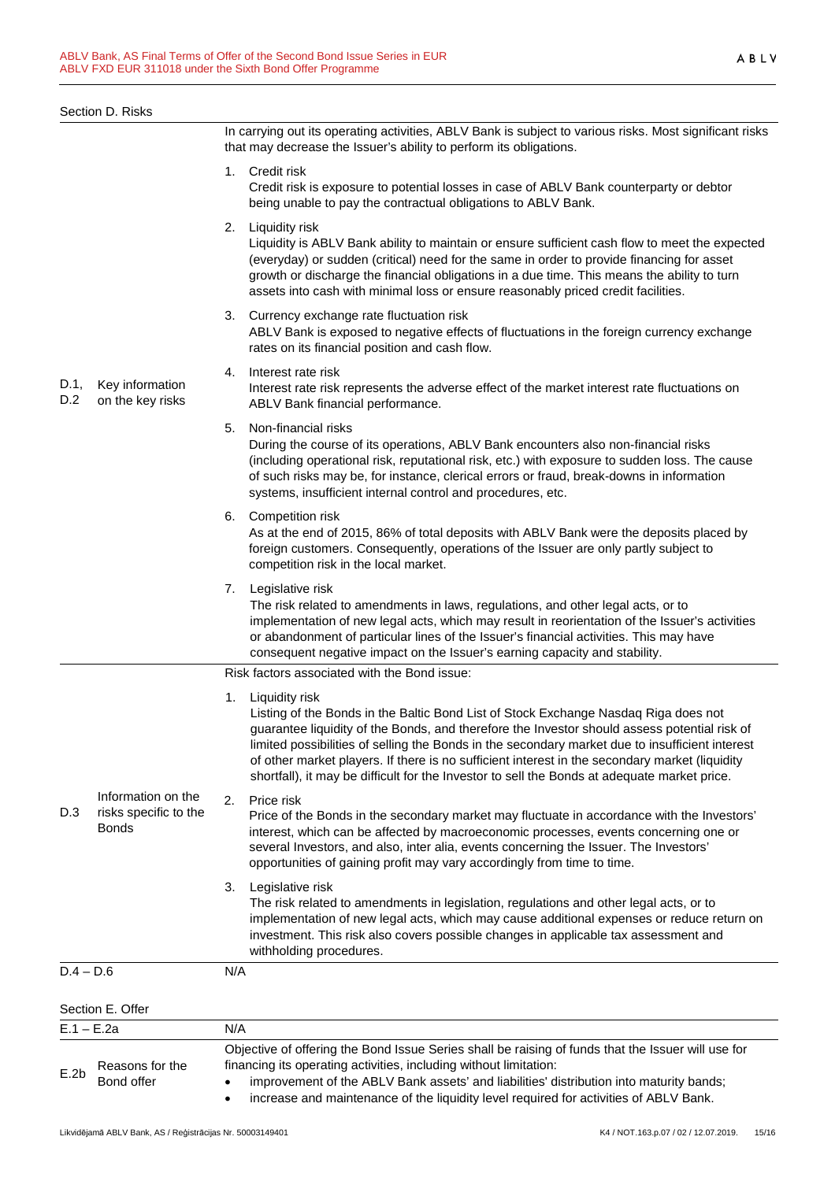Section D. Risks

| | | |
|---|---|---|
| D.1, D.2 | Key information on the key risks | In carrying out its operating activities, ABLV Bank is subject to various risks. Most significant risks that may decrease the Issuer's ability to perform its obligations.<br><br>1. Credit risk<br>Credit risk is exposure to potential losses in case of ABLV Bank counterparty or debtor being unable to pay the contractual obligations to ABLV Bank.<br><br>2. Liquidity risk<br>Liquidity is ABLV Bank ability to maintain or ensure sufficient cash flow to meet the expected (everyday) or sudden (critical) need for the same in order to provide financing for asset growth or discharge the financial obligations in a due time. This means the ability to turn assets into cash with minimal loss or ensure reasonably priced credit facilities.<br><br>3. Currency exchange rate fluctuation risk<br>ABLV Bank is exposed to negative effects of fluctuations in the foreign currency exchange rates on its financial position and cash flow.<br><br>4. Interest rate risk<br>Interest rate risk represents the adverse effect of the market interest rate fluctuations on ABLV Bank financial performance.<br><br>5. Non-financial risks<br>During the course of its operations, ABLV Bank encounters also non-financial risks (including operational risk, reputational risk, etc.) with exposure to sudden loss. The cause of such risks may be, for instance, clerical errors or fraud, break-downs in information systems, insufficient internal control and procedures, etc.<br><br>6. Competition risk<br>As at the end of 2015, 86% of total deposits with ABLV Bank were the deposits placed by foreign customers. Consequently, operations of the Issuer are only partly subject to competition risk in the local market.<br><br>7. Legislative risk<br>The risk related to amendments in laws, regulations, and other legal acts, or to implementation of new legal acts, which may result in reorientation of the Issuer's activities or abandonment of particular lines of the Issuer's financial activities. This may have consequent negative impact on the Issuer's earning capacity and stability. |
| D.3 | Information on the risks specific to the Bonds | Risk factors associated with the Bond issue:<br><br>1. Liquidity risk<br>Listing of the Bonds in the Baltic Bond List of Stock Exchange Nasdaq Riga does not guarantee liquidity of the Bonds, and therefore the Investor should assess potential risk of limited possibilities of selling the Bonds in the secondary market due to insufficient interest of other market players. If there is no sufficient interest in the secondary market (liquidity shortfall), it may be difficult for the Investor to sell the Bonds at adequate market price.<br><br>2. Price risk<br>Price of the Bonds in the secondary market may fluctuate in accordance with the Investors' interest, which can be affected by macroeconomic processes, events concerning one or several Investors, and also, inter alia, events concerning the Issuer. The Investors' opportunities of gaining profit may vary accordingly from time to time.<br><br>3. Legislative risk<br>The risk related to amendments in legislation, regulations and other legal acts, or to implementation of new legal acts, which may cause additional expenses or reduce return on investment. This risk also covers possible changes in applicable tax assessment and withholding procedures. |
| D.4 – D.6 | | N/A |

Section E. Offer

| | | |
|---|---|---|
| E.1 – E.2a | | N/A |
| E.2b | Reasons for the Bond offer | Objective of offering the Bond Issue Series shall be raising of funds that the Issuer will use for financing its operating activities, including without limitation:<br>• improvement of the ABLV Bank assets' and liabilities' distribution into maturity bands;<br>• increase and maintenance of the liquidity level required for activities of ABLV Bank. |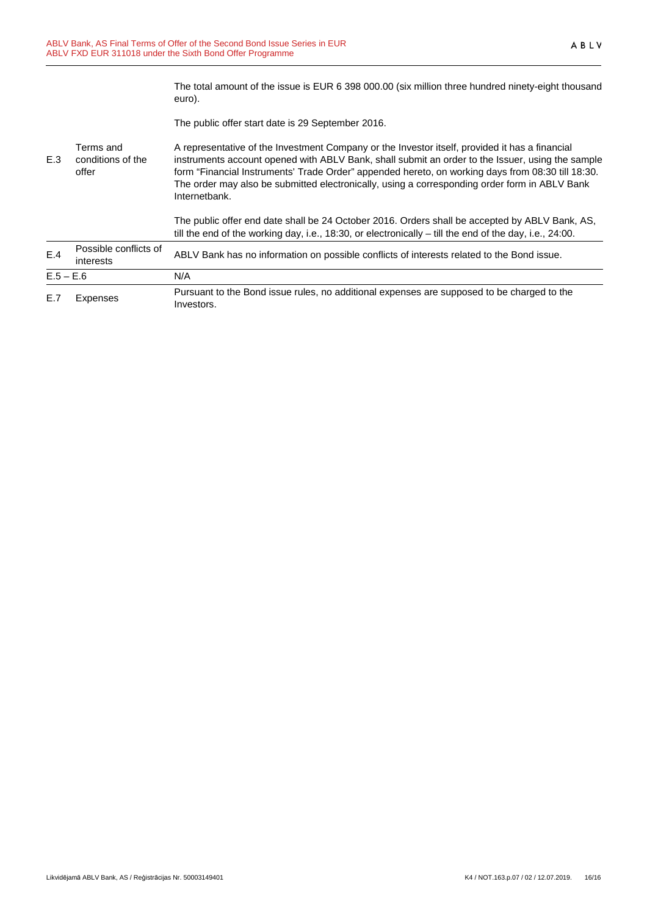| | | |
|---|---|---|
| | | The total amount of the issue is EUR 6 398 000.00 (six million three hundred ninety-eight thousand euro).<br><br>The public offer start date is 29 September 2016. |
| E.3 | Terms and conditions of the offer | A representative of the Investment Company or the Investor itself, provided it has a financial instruments account opened with ABLV Bank, shall submit an order to the Issuer, using the sample form "Financial Instruments' Trade Order" appended hereto, on working days from 08:30 till 18:30. The order may also be submitted electronically, using a corresponding order form in ABLV Bank Internetbank.<br><br>The public offer end date shall be 24 October 2016. Orders shall be accepted by ABLV Bank, AS, till the end of the working day, i.e., 18:30, or electronically – till the end of the day, i.e., 24:00. |
| E.4 | Possible conflicts of interests | ABLV Bank has no information on possible conflicts of interests related to the Bond issue. |
| E.5 – E.6 | | N/A |
| E.7 | Expenses | Pursuant to the Bond issue rules, no additional expenses are supposed to be charged to the Investors. |